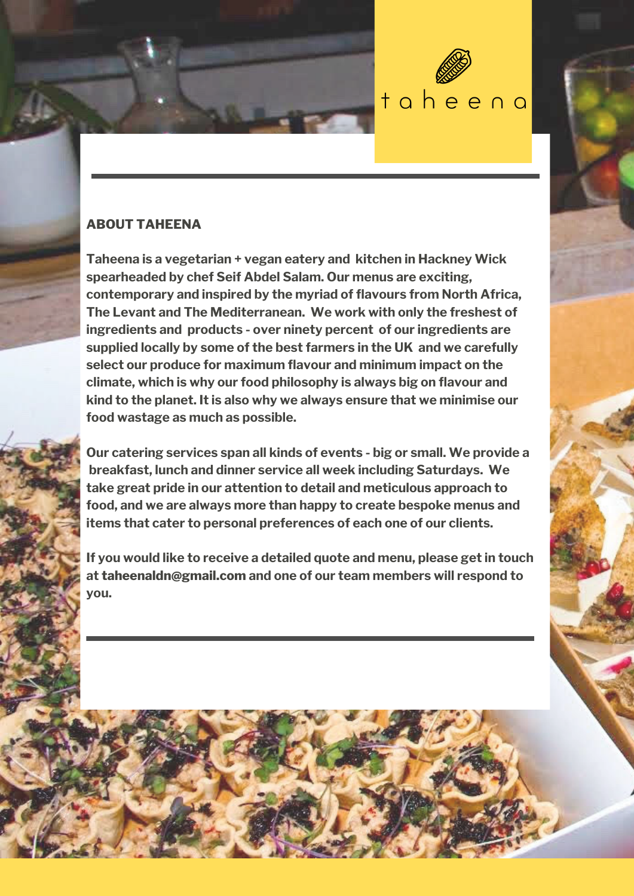taheena

## ABOUT TAHEENA

**Taheena is a vegetarian + vegan eatery and kitchen in Hackney Wick spearheaded by chef Seif Abdel Salam. Our menus are exciting, contemporary and inspired by the myriad of flavours from North Africa, The Levant and The Mediterranean. We work with only the freshest of ingredients and products - over ninety percent of our ingredients are supplied locally by some of the best farmers in the UK and we carefully select our produce for maximum flavour and minimum impact on the climate, which is why our food philosophy is always big on flavour and kind to the planet. It is also why we always ensure that we minimise our food wastage as much as possible.**

**Our catering services span all kinds of events - big or small. We provide a breakfast, lunch and dinner service all week including Saturdays. We take great pride in our attention to detail and meticulous approach to food, and we are always more than happy to create bespoke menus and items that cater to personal preferences of each one of our clients.**

**If you would like to receive a detailed quote and menu, please get in touch at taheenaldn@gmail.com and one of our team members will respond to you.**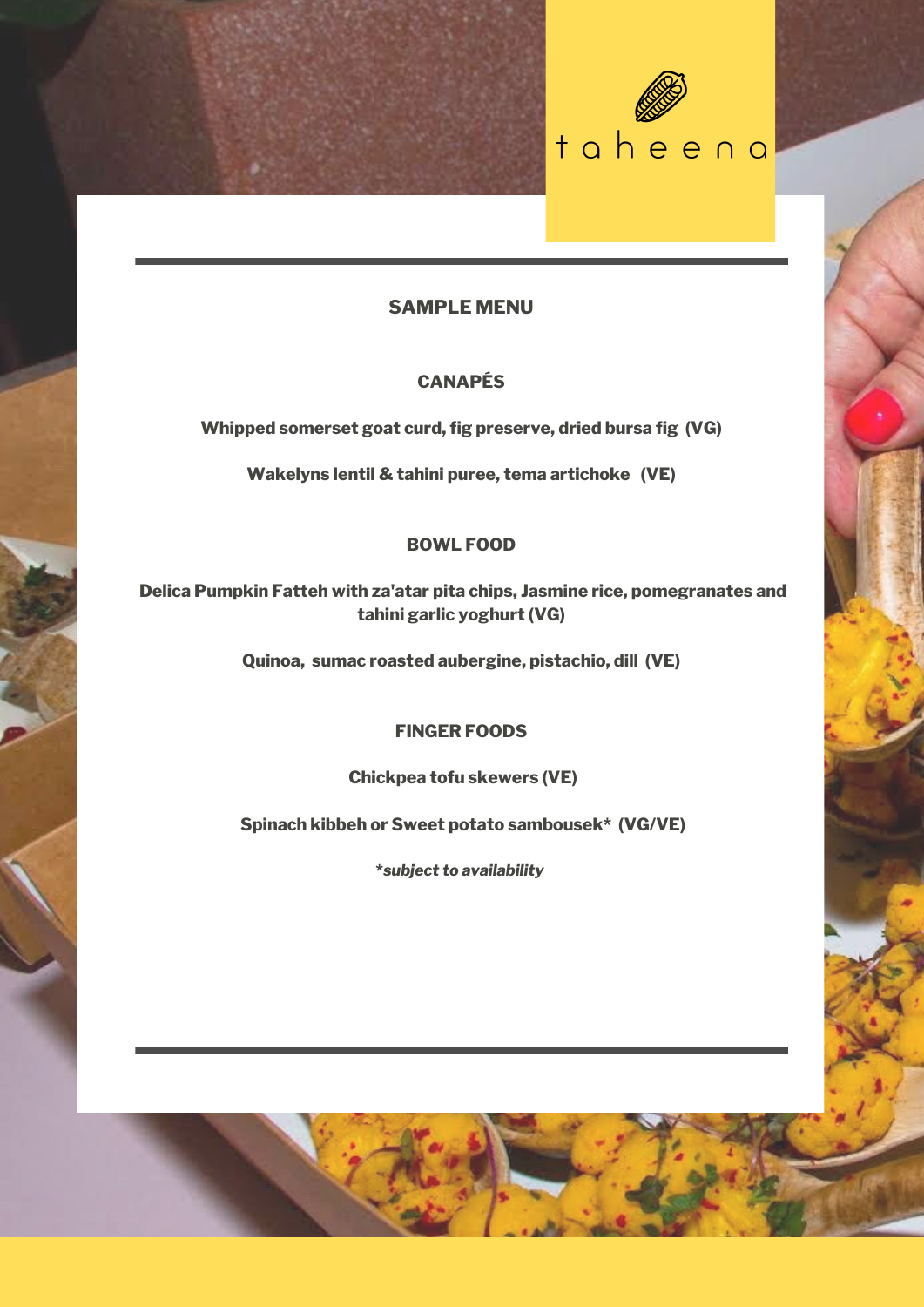taheena

## SAMPLE MENU

### CANAPÉS

**Whipped somerset goat curd, fig preserve, dried bursa fig (VG)**

**Wakelyns lentil & tahini puree, tema artichoke (VE)**

### BOWL FOOD

**Delica Pumpkin Fatteh with za'atar pita chips, Jasmine rice, pomegranates and tahini garlic yoghurt (VG)**

**Quinoa, sumac roasted aubergine, pistachio, dill (VE)**

### FINGER FOODS

**Chickpea tofu skewers (VE)**

**Spinach kibbeh or Sweet potato sambousek* (VG/VE)**

***subject to availability***